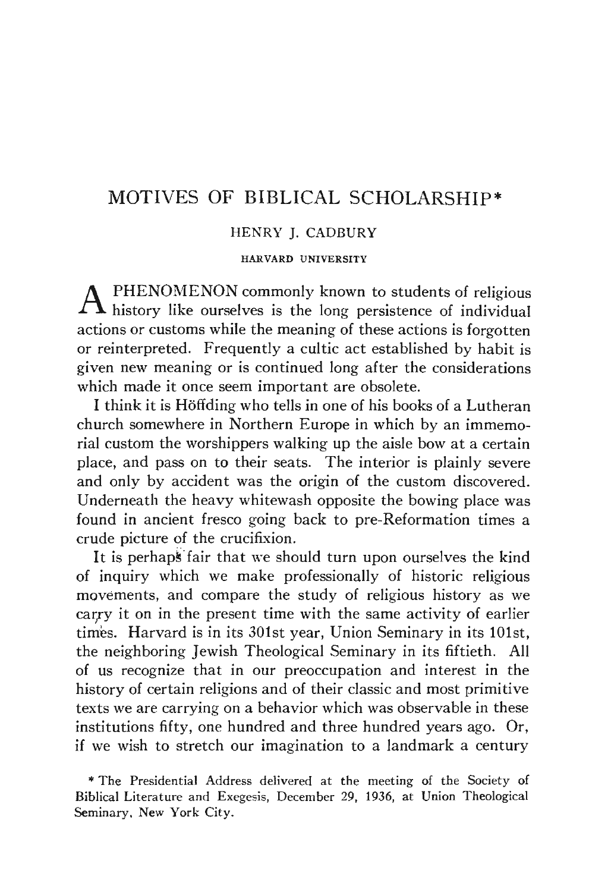# MOTIVES OF BIBLICAL SCHOLARSHIP*

HENRY J. CADBURY

HARVARD UNIVERSITY

A PHENOMENON commonly known to students of religious history like ourselves is the long persistence of individual actions or customs while the meaning of these actions is forgotten or reinterpreted. Frequently a cultic act established by habit is given new meaning or is continued long after the considerations which made it once seem important are obsolete.

I think it is Höffding who tells in one of his books of a Lutheran church somewhere in Northern Europe in which by an immemorial custom the worshippers walking up the aisle bow at a certain place, and pass on to their seats. The interior is plainly severe and only by accident was the origin of the custom discovered. Underneath the heavy whitewash opposite the bowing place was found in ancient fresco going back to pre-Reformation times a crude picture of the crucifixion.

It is perhaps fair that we should turn upon ourselves the kind of inquiry which we make professionally of historic religious movements, and compare the study of religious history as we carry it on in the present time with the same activity of earlier times. Harvard is in its 301st year, Union Seminary in its 101st, the neighboring Jewish Theological Seminary in its fiftieth. All of us recognize that in our preoccupation and interest in the history of certain religions and of their classic and most primitive texts we are carrying on a behavior which was observable in these institutions fifty, one hundred and three hundred years ago. Or, if we wish to stretch our imagination to a landmark a century

\* The Presidential Address delivered at the meeting of the Society of Biblical Literature and Exegesis, December 29, 1936, at Union Theological Seminary, New York City.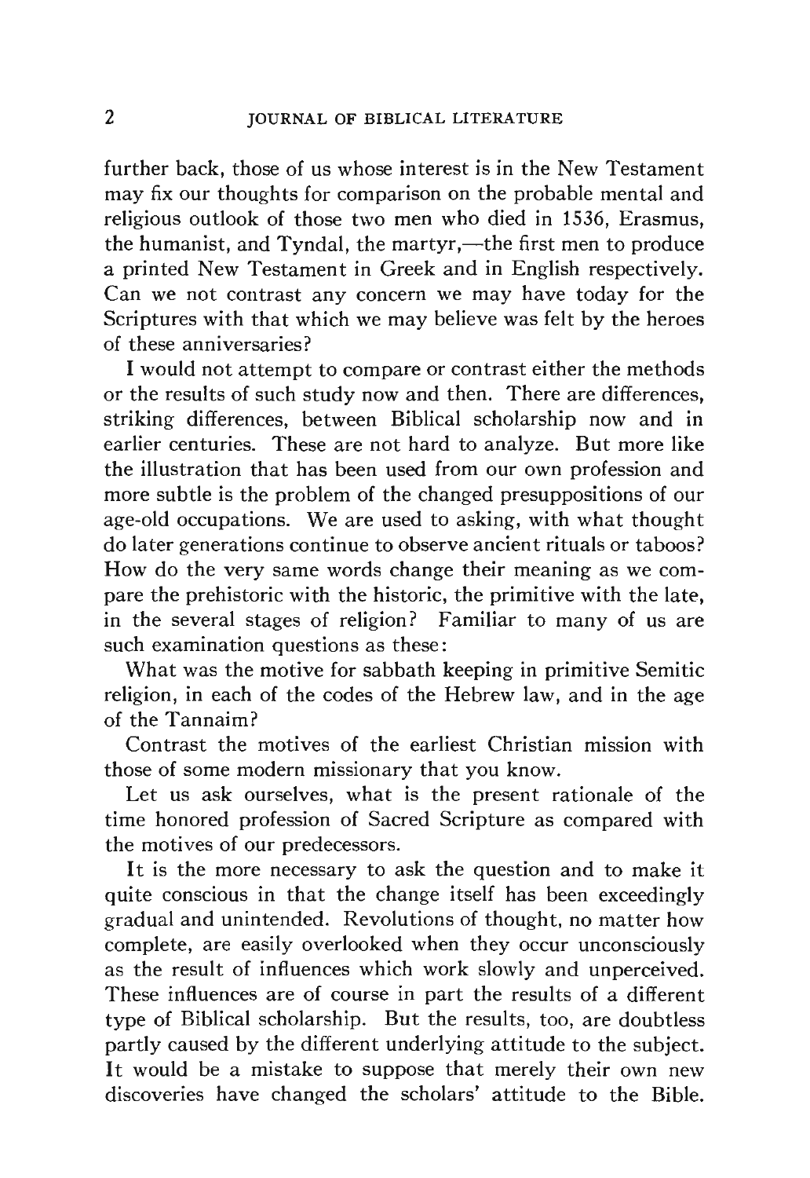further back, those of us whose interest is in the New Testament may fix our thoughts for comparison on the probable mental and religious outlook of those two men who died in 1536, Erasmus, the humanist, and Tyndal, the martyr,—the first men to produce a printed New Testament in Greek and in English respectively. Can we not contrast any concern we may have today for the Scriptures with that which we may believe was felt by the heroes of these anniversaries?

I would not attempt to compare or contrast either the methods or the results of such study now and then. There are differences, striking differences, between Biblical scholarship now and in earlier centuries. These are not hard to analyze. But more like the illustration that has been used from our own profession and more subtle is the problem of the changed presuppositions of our age-old occupations. We are used to asking, with what thought do later generations continue to observe ancient rituals or taboos? How do the very same words change their meaning as we compare the prehistoric with the historic, the primitive with the late, in the several stages of religion? Familiar to many of us are such examination questions as these:

What was the motive for sabbath keeping in primitive Semitic religion, in each of the codes of the Hebrew law, and in the age of the Tannaim?

Contrast the motives of the earliest Christian mission with those of some modern missionary that you know.

Let us ask ourselves, what is the present rationale of the time honored profession of Sacred Scripture as compared with the motives of our predecessors.

It is the more necessary to ask the question and to make it quite conscious in that the change itself has been exceedingly gradual and unintended. Revolutions of thought, no matter how complete, are easily overlooked when they occur unconsciously as the result of influences which work slowly and unperceived. These influences are of course in part the results of a different type of Biblical scholarship. But the results, too, are doubtless partly caused by the different underlying attitude to the subject. It would be a mistake to suppose that merely their own new discoveries have changed the scholars' attitude to the Bible.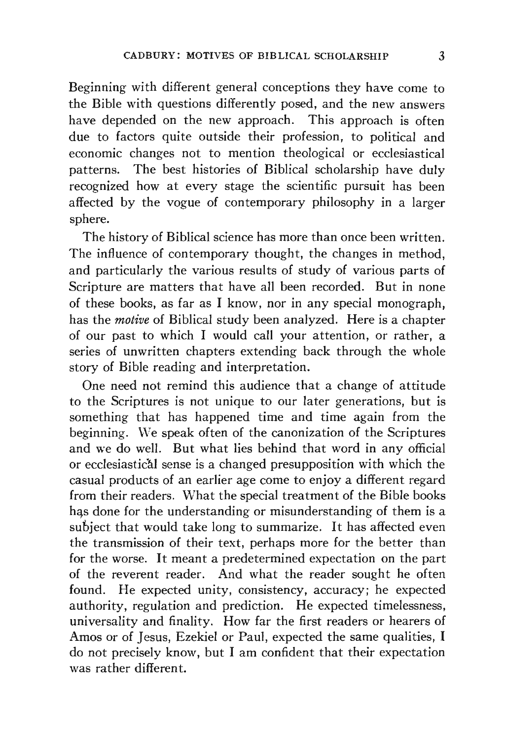Beginning with different general conceptions they have come to the Bible with questions differently posed, and the new answers have depended on the new approach. This approach is often due to factors quite outside their profession, to political and economic changes not to mention theological or ecclesiastical patterns. The best histories of Biblical scholarship have duly recognized how at every stage the scientific pursuit has been affected by the vogue of contemporary philosophy in a larger sphere.

The history of Biblical science has more than once been written. The influence of contemporary thought, the changes in method, and particularly the various results of study of various parts of Scripture are matters that have all been recorded. But in none of these books, as far as I know, nor in any special monograph, has the *motive* of Biblical study been analyzed. Here is a chapter of our past to which I would call your attention, or rather, a series of unwritten chapters extending back through the whole story of Bible reading and interpretation.

One need not remind this audience that a change of attitude to the Scriptures is not unique to our later generations, but is something that has happened time and time again from the beginning. We speak often of the canonization of the Scriptures and we do well. But what lies behind that word in any official or ecclesiastical sense is a changed presupposition with which the casual products of an earlier age come to enjoy a different regard from their readers. What the special treatment of the Bible books has done for the understanding or misunderstanding of them is a subject that would take long to summarize. It has affected even the transmission of their text, perhaps more for the better than for the worse. It meant a predetermined expectation on the part of the reverent reader. And what the reader sought he often found. He expected unity, consistency, accuracy; he expected authority, regulation and prediction. He expected timelessness, universality and finality. How far the first readers or hearers of Amos or of Jesus, Ezekiel or Paul, expected the same qualities, I do not precisely know, but I am confident that their expectation was rather different.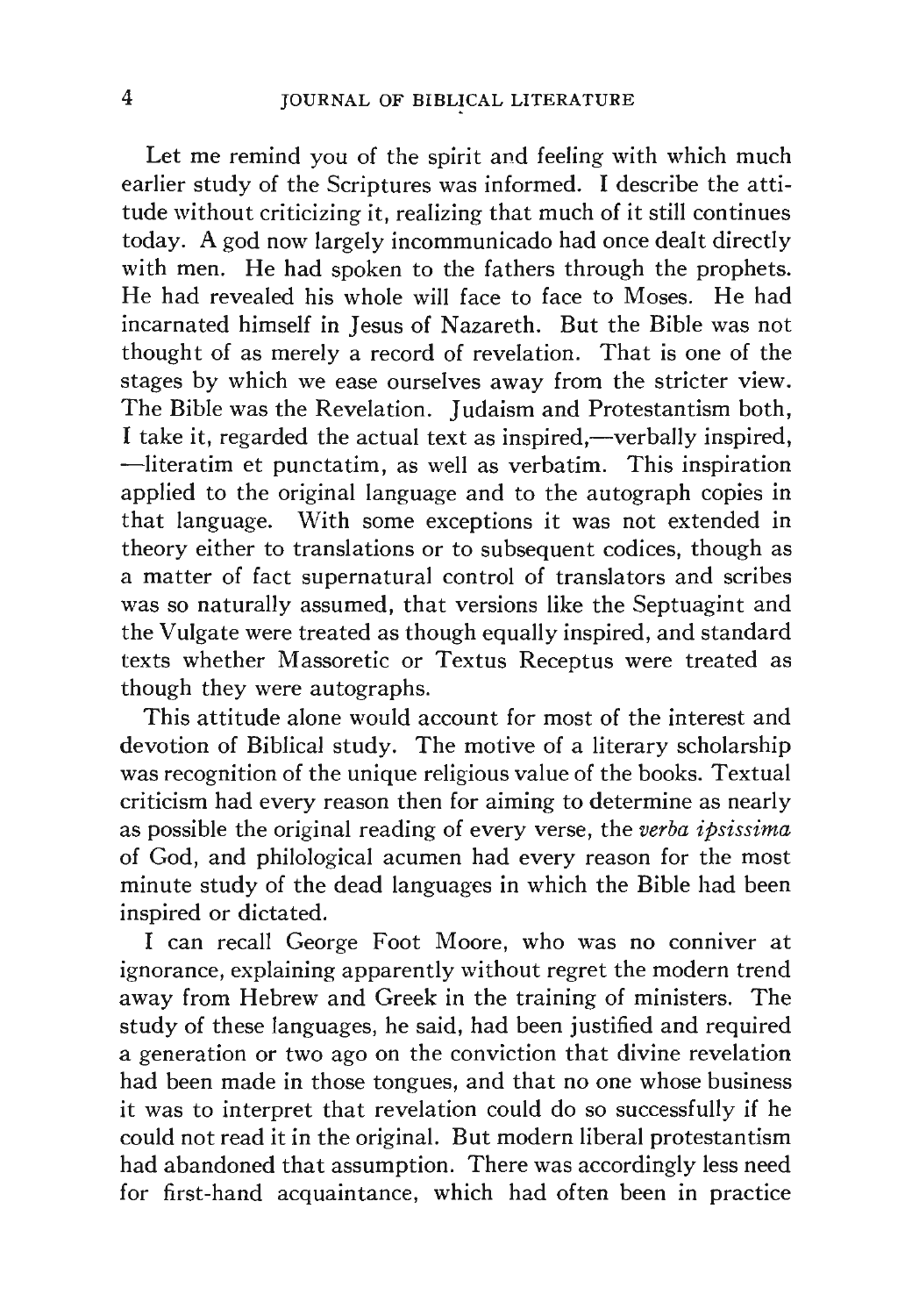Let me remind you of the spirit and feeling with which much earlier study of the Scriptures was informed. I describe the attitude without criticizing it, realizing that much of it still continues today. A god now largely incommunicado had once dealt directly with men. He had spoken to the fathers through the prophets. He had revealed his whole will face to face to Moses. He had incarnated himself in Jesus of Nazareth. But the Bible was not thought of as merely a record of revelation. That is one of the stages by which we ease ourselves away from the stricter view. The Bible was the Revelation. Judaism and Protestantism both, I take it, regarded the actual text as inspired,—verbally inspired, —literatim et punctatim, as well as verbatim. This inspiration applied to the original language and to the autograph copies in that language. With some exceptions it was not extended in theory either to translations or to subsequent codices, though as a matter of fact supernatural control of translators and scribes was so naturally assumed, that versions like the Septuagint and the Vulgate were treated as though equally inspired, and standard texts whether Massoretic or Textus Receptus were treated as though they were autographs.

This attitude alone would account for most of the interest and devotion of Biblical study. The motive of a literary scholarship was recognition of the unique religious value of the books. Textual criticism had every reason then for aiming to determine as nearly as possible the original reading of every verse, the *verba ipsissima* of God, and philological acumen had every reason for the most minute study of the dead languages in which the Bible had been inspired or dictated.

I can recall George Foot Moore, who was no conniver at ignorance, explaining apparently without regret the modern trend away from Hebrew and Greek in the training of ministers. The study of these languages, he said, had been justified and required a generation or two ago on the conviction that divine revelation had been made in those tongues, and that no one whose business it was to interpret that revelation could do so successfully if he could not read it in the original. But modern liberal protestantism had abandoned that assumption. There was accordingly less need for first-hand acquaintance, which had often been in practice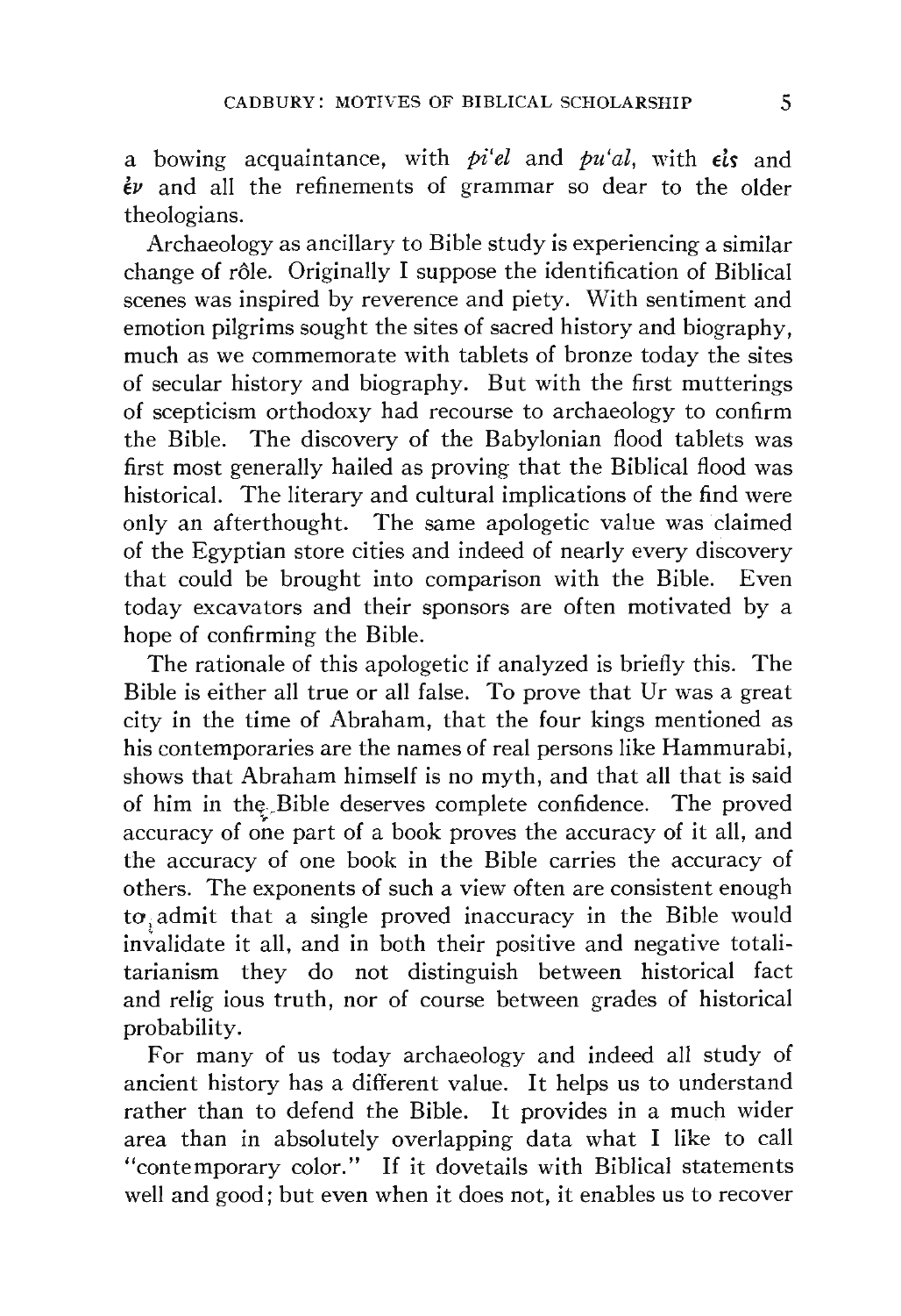a bowing acquaintance, with *pi'el* and *pu'al*, with εἰς and ἐν and all the refinements of grammar so dear to the older theologians.

Archaeology as ancillary to Bible study is experiencing a similar change of rôle. Originally I suppose the identification of Biblical scenes was inspired by reverence and piety. With sentiment and emotion pilgrims sought the sites of sacred history and biography, much as we commemorate with tablets of bronze today the sites of secular history and biography. But with the first mutterings of scepticism orthodoxy had recourse to archaeology to confirm the Bible. The discovery of the Babylonian flood tablets was first most generally hailed as proving that the Biblical flood was historical. The literary and cultural implications of the find were only an afterthought. The same apologetic value was claimed of the Egyptian store cities and indeed of nearly every discovery that could be brought into comparison with the Bible. Even today excavators and their sponsors are often motivated by a hope of confirming the Bible.

The rationale of this apologetic if analyzed is briefly this. The Bible is either all true or all false. To prove that Ur was a great city in the time of Abraham, that the four kings mentioned as his contemporaries are the names of real persons like Hammurabi, shows that Abraham himself is no myth, and that all that is said of him in the Bible deserves complete confidence. The proved accuracy of one part of a book proves the accuracy of it all, and the accuracy of one book in the Bible carries the accuracy of others. The exponents of such a view often are consistent enough to admit that a single proved inaccuracy in the Bible would invalidate it all, and in both their positive and negative totalitarianism they do not distinguish between historical fact and relig ious truth, nor of course between grades of historical probability.

For many of us today archaeology and indeed all study of ancient history has a different value. It helps us to understand rather than to defend the Bible. It provides in a much wider area than in absolutely overlapping data what I like to call "contemporary color." If it dovetails with Biblical statements well and good; but even when it does not, it enables us to recover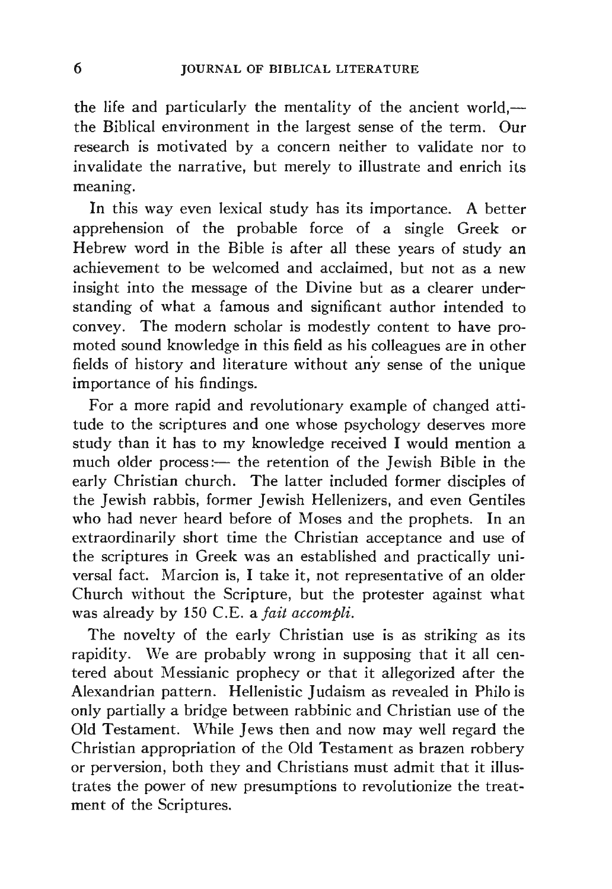the life and particularly the mentality of the ancient world,—the Biblical environment in the largest sense of the term. Our research is motivated by a concern neither to validate nor to invalidate the narrative, but merely to illustrate and enrich its meaning.

In this way even lexical study has its importance. A better apprehension of the probable force of a single Greek or Hebrew word in the Bible is after all these years of study an achievement to be welcomed and acclaimed, but not as a new insight into the message of the Divine but as a clearer understanding of what a famous and significant author intended to convey. The modern scholar is modestly content to have promoted sound knowledge in this field as his colleagues are in other fields of history and literature without any sense of the unique importance of his findings.

For a more rapid and revolutionary example of changed attitude to the scriptures and one whose psychology deserves more study than it has to my knowledge received I would mention a much older process:— the retention of the Jewish Bible in the early Christian church. The latter included former disciples of the Jewish rabbis, former Jewish Hellenizers, and even Gentiles who had never heard before of Moses and the prophets. In an extraordinarily short time the Christian acceptance and use of the scriptures in Greek was an established and practically universal fact. Marcion is, I take it, not representative of an older Church without the Scripture, but the protester against what was already by 150 C.E. a *fait accompli.*

The novelty of the early Christian use is as striking as its rapidity. We are probably wrong in supposing that it all centered about Messianic prophecy or that it allegorized after the Alexandrian pattern. Hellenistic Judaism as revealed in Philo is only partially a bridge between rabbinic and Christian use of the Old Testament. While Jews then and now may well regard the Christian appropriation of the Old Testament as brazen robbery or perversion, both they and Christians must admit that it illustrates the power of new presumptions to revolutionize the treatment of the Scriptures.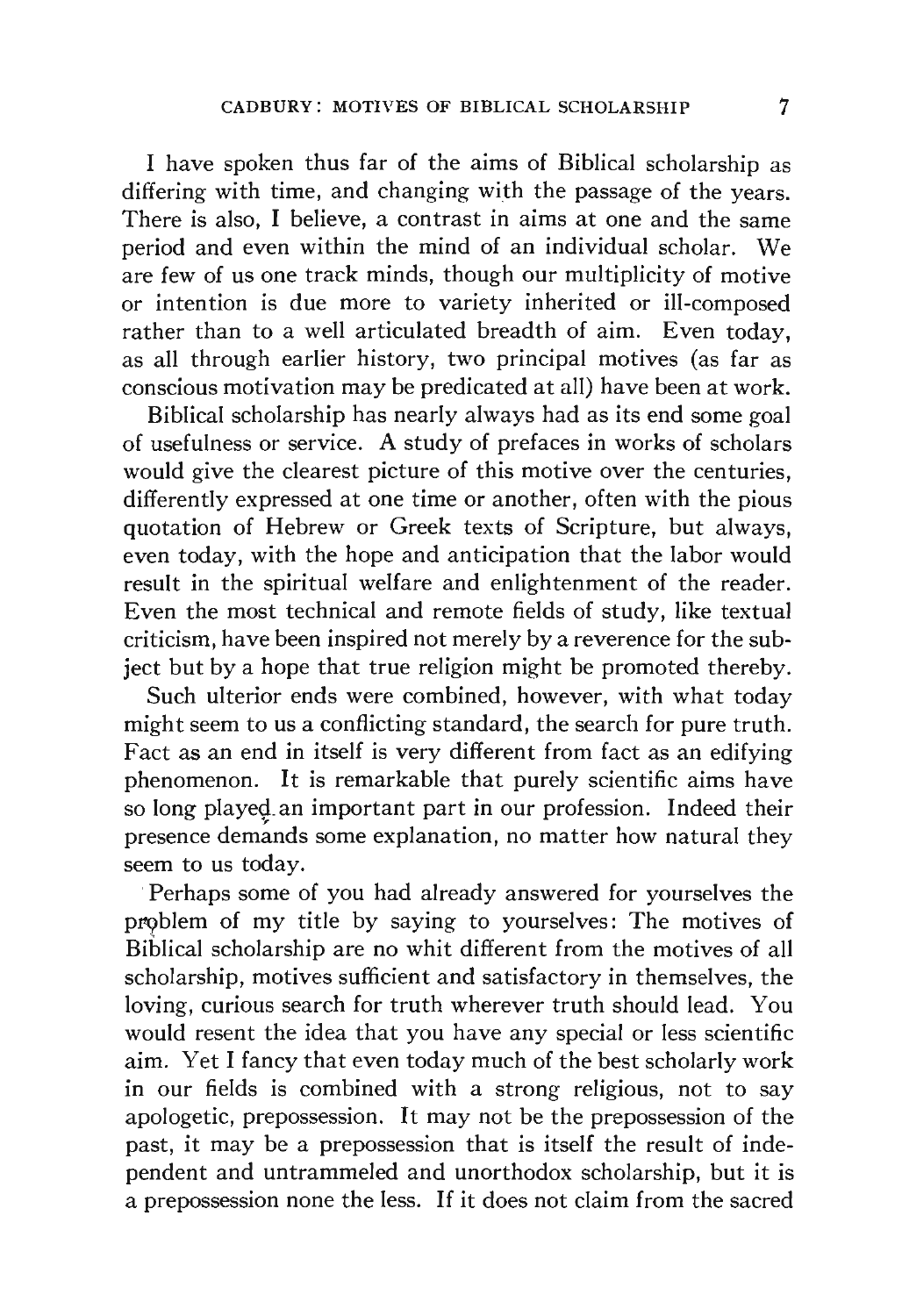I have spoken thus far of the aims of Biblical scholarship as differing with time, and changing with the passage of the years. There is also, I believe, a contrast in aims at one and the same period and even within the mind of an individual scholar. We are few of us one track minds, though our multiplicity of motive or intention is due more to variety inherited or ill-composed rather than to a well articulated breadth of aim. Even today, as all through earlier history, two principal motives (as far as conscious motivation may be predicated at all) have been at work.

Biblical scholarship has nearly always had as its end some goal of usefulness or service. A study of prefaces in works of scholars would give the clearest picture of this motive over the centuries, differently expressed at one time or another, often with the pious quotation of Hebrew or Greek texts of Scripture, but always, even today, with the hope and anticipation that the labor would result in the spiritual welfare and enlightenment of the reader. Even the most technical and remote fields of study, like textual criticism, have been inspired not merely by a reverence for the subject but by a hope that true religion might be promoted thereby.

Such ulterior ends were combined, however, with what today might seem to us a conflicting standard, the search for pure truth. Fact as an end in itself is very different from fact as an edifying phenomenon. It is remarkable that purely scientific aims have so long played an important part in our profession. Indeed their presence demands some explanation, no matter how natural they seem to us today.

Perhaps some of you had already answered for yourselves the problem of my title by saying to yourselves: The motives of Biblical scholarship are no whit different from the motives of all scholarship, motives sufficient and satisfactory in themselves, the loving, curious search for truth wherever truth should lead. You would resent the idea that you have any special or less scientific aim. Yet I fancy that even today much of the best scholarly work in our fields is combined with a strong religious, not to say apologetic, prepossession. It may not be the prepossession of the past, it may be a prepossession that is itself the result of independent and untrammeled and unorthodox scholarship, but it is a prepossession none the less. If it does not claim from the sacred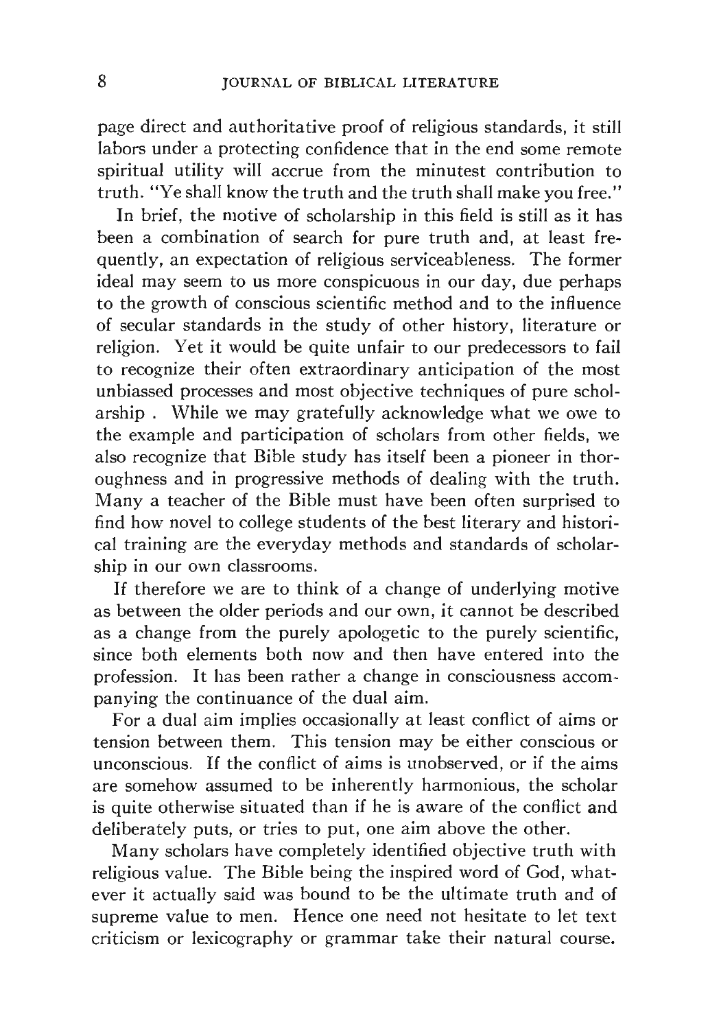page direct and authoritative proof of religious standards, it still labors under a protecting confidence that in the end some remote spiritual utility will accrue from the minutest contribution to truth. "Ye shall know the truth and the truth shall make you free."

In brief, the motive of scholarship in this field is still as it has been a combination of search for pure truth and, at least frequently, an expectation of religious serviceableness. The former ideal may seem to us more conspicuous in our day, due perhaps to the growth of conscious scientific method and to the influence of secular standards in the study of other history, literature or religion. Yet it would be quite unfair to our predecessors to fail to recognize their often extraordinary anticipation of the most unbiassed processes and most objective techniques of pure scholarship . While we may gratefully acknowledge what we owe to the example and participation of scholars from other fields, we also recognize that Bible study has itself been a pioneer in thoroughness and in progressive methods of dealing with the truth. Many a teacher of the Bible must have been often surprised to find how novel to college students of the best literary and historical training are the everyday methods and standards of scholarship in our own classrooms.

If therefore we are to think of a change of underlying motive as between the older periods and our own, it cannot be described as a change from the purely apologetic to the purely scientific, since both elements both now and then have entered into the profession. It has been rather a change in consciousness accompanying the continuance of the dual aim.

For a dual aim implies occasionally at least conflict of aims or tension between them. This tension may be either conscious or unconscious. If the conflict of aims is unobserved, or if the aims are somehow assumed to be inherently harmonious, the scholar is quite otherwise situated than if he is aware of the conflict and deliberately puts, or tries to put, one aim above the other.

Many scholars have completely identified objective truth with religious value. The Bible being the inspired word of God, whatever it actually said was bound to be the ultimate truth and of supreme value to men. Hence one need not hesitate to let text criticism or lexicography or grammar take their natural course.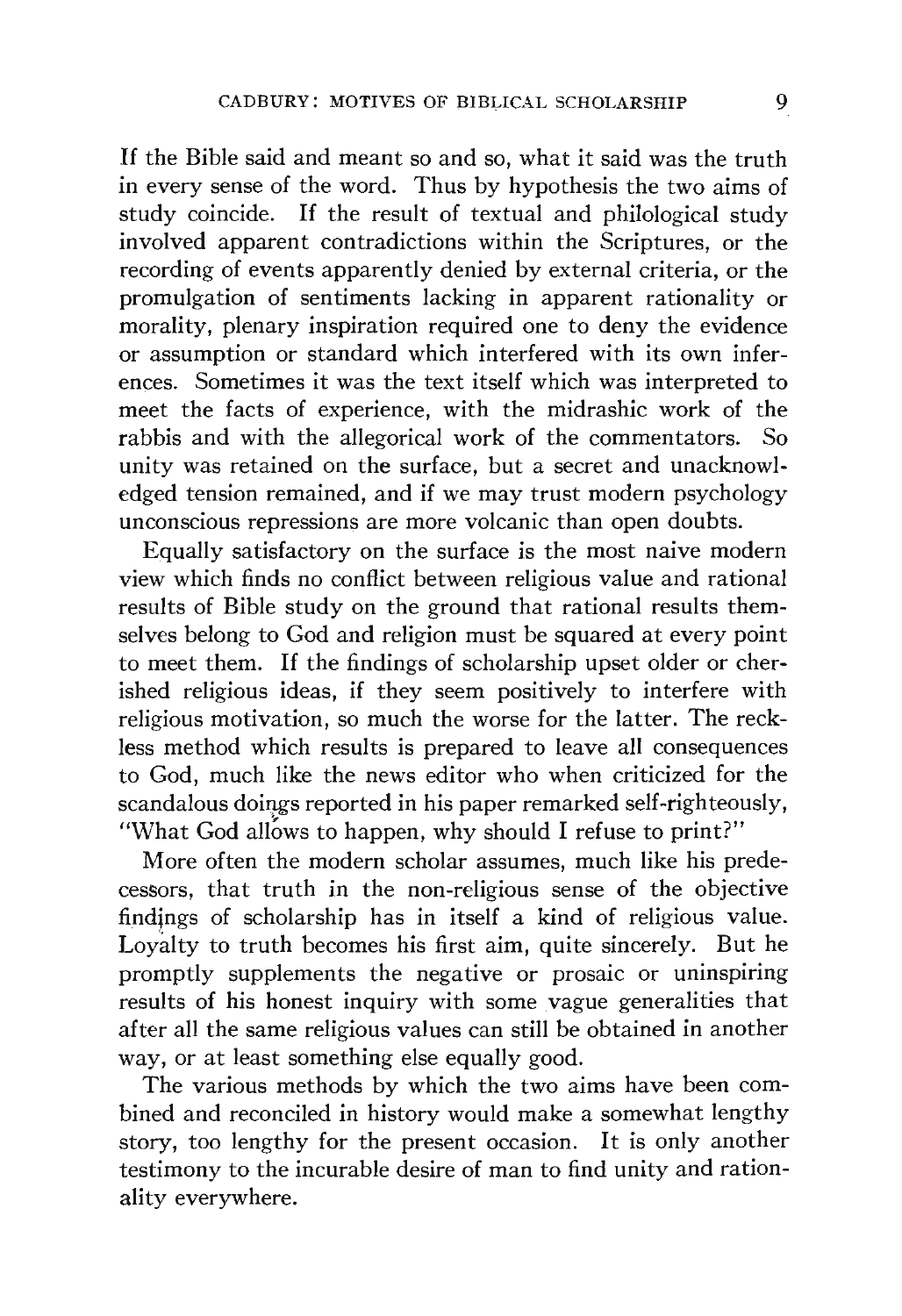If the Bible said and meant so and so, what it said was the truth in every sense of the word. Thus by hypothesis the two aims of study coincide. If the result of textual and philological study involved apparent contradictions within the Scriptures, or the recording of events apparently denied by external criteria, or the promulgation of sentiments lacking in apparent rationality or morality, plenary inspiration required one to deny the evidence or assumption or standard which interfered with its own inferences. Sometimes it was the text itself which was interpreted to meet the facts of experience, with the midrashic work of the rabbis and with the allegorical work of the commentators. So unity was retained on the surface, but a secret and unacknowledged tension remained, and if we may trust modern psychology unconscious repressions are more volcanic than open doubts.

Equally satisfactory on the surface is the most naive modern view which finds no conflict between religious value and rational results of Bible study on the ground that rational results themselves belong to God and religion must be squared at every point to meet them. If the findings of scholarship upset older or cherished religious ideas, if they seem positively to interfere with religious motivation, so much the worse for the latter. The reckless method which results is prepared to leave all consequences to God, much like the news editor who when criticized for the scandalous doings reported in his paper remarked self-righteously, "What God allows to happen, why should I refuse to print?"

More often the modern scholar assumes, much like his predecessors, that truth in the non-religious sense of the objective findings of scholarship has in itself a kind of religious value. Loyalty to truth becomes his first aim, quite sincerely. But he promptly supplements the negative or prosaic or uninspiring results of his honest inquiry with some vague generalities that after all the same religious values can still be obtained in another way, or at least something else equally good.

The various methods by which the two aims have been combined and reconciled in history would make a somewhat lengthy story, too lengthy for the present occasion. It is only another testimony to the incurable desire of man to find unity and rationality everywhere.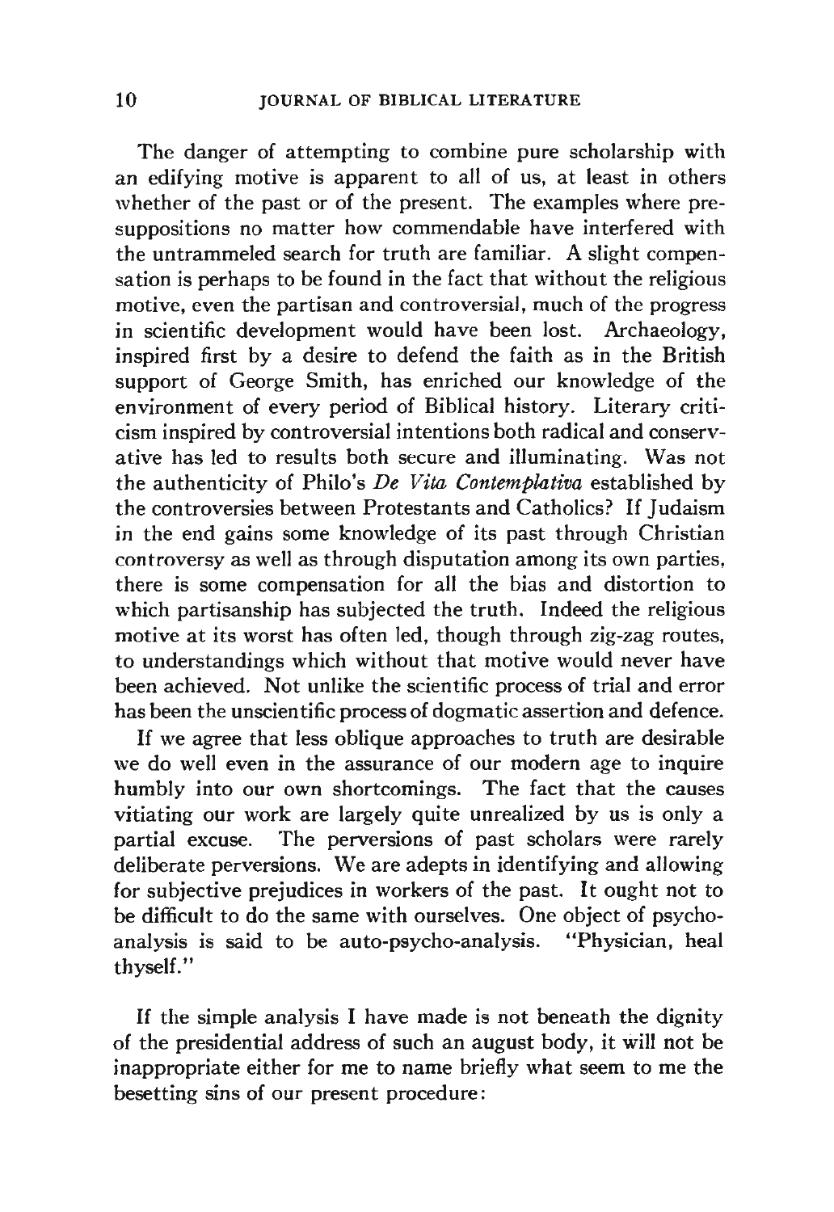The danger of attempting to combine pure scholarship with an edifying motive is apparent to all of us, at least in others whether of the past or of the present. The examples where presuppositions no matter how commendable have interfered with the untrammeled search for truth are familiar. A slight compensation is perhaps to be found in the fact that without the religious motive, even the partisan and controversial, much of the progress in scientific development would have been lost. Archaeology, inspired first by a desire to defend the faith as in the British support of George Smith, has enriched our knowledge of the environment of every period of Biblical history. Literary criticism inspired by controversial intentions both radical and conservative has led to results both secure and illuminating. Was not the authenticity of Philo's *De Vita Contemplativa* established by the controversies between Protestants and Catholics? If Judaism in the end gains some knowledge of its past through Christian controversy as well as through disputation among its own parties, there is some compensation for all the bias and distortion to which partisanship has subjected the truth. Indeed the religious motive at its worst has often led, though through zig-zag routes, to understandings which without that motive would never have been achieved. Not unlike the scientific process of trial and error has been the unscientific process of dogmatic assertion and defence.

If we agree that less oblique approaches to truth are desirable we do well even in the assurance of our modern age to inquire humbly into our own shortcomings. The fact that the causes vitiating our work are largely quite unrealized by us is only a partial excuse. The perversions of past scholars were rarely deliberate perversions. We are adepts in identifying and allowing for subjective prejudices in workers of the past. It ought not to be difficult to do the same with ourselves. One object of psychoanalysis is said to be auto-psycho-analysis. "Physician, heal thyself."

If the simple analysis I have made is not beneath the dignity of the presidential address of such an august body, it will not be inappropriate either for me to name briefly what seem to me the besetting sins of our present procedure: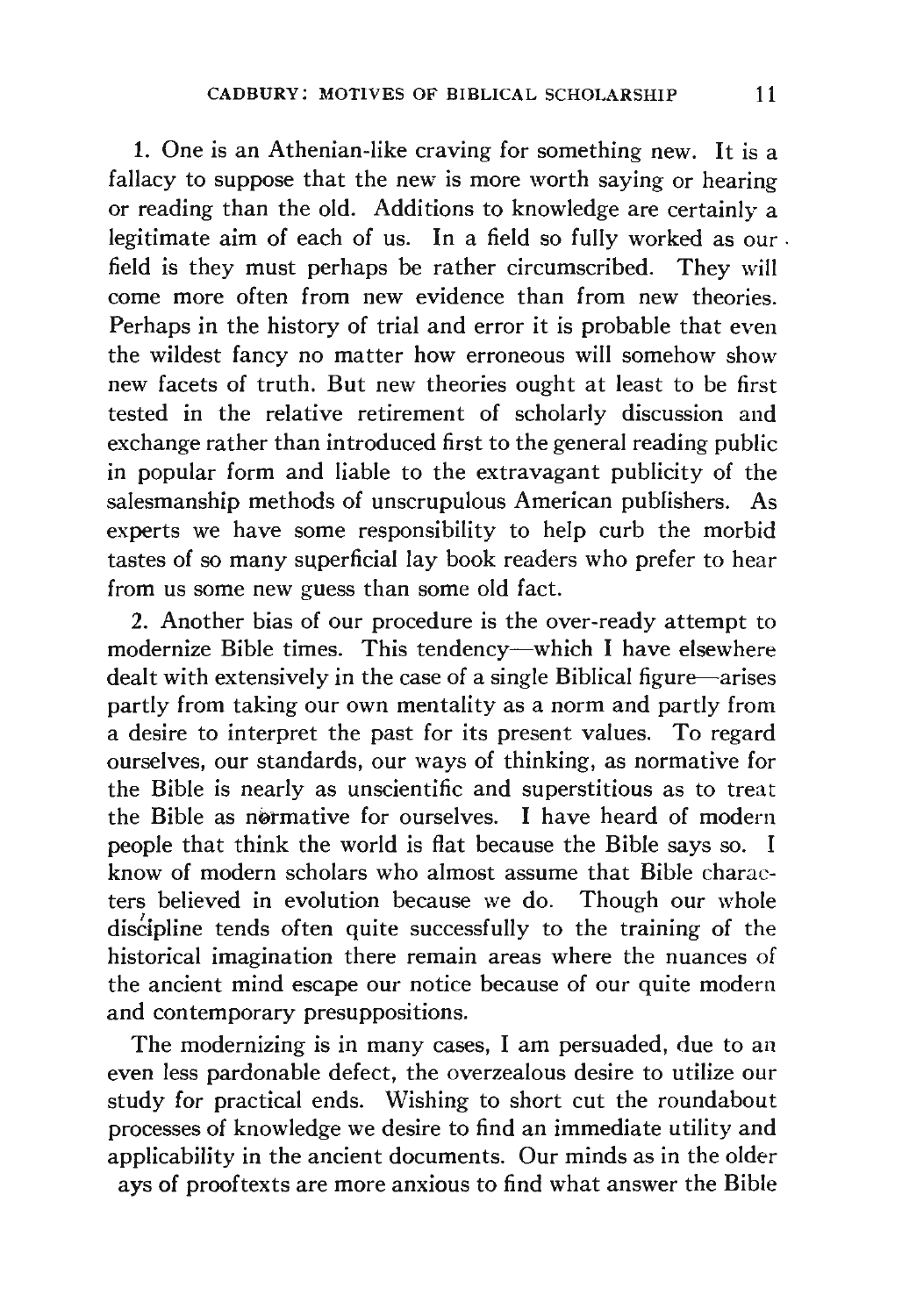1. One is an Athenian-like craving for something new. It is a fallacy to suppose that the new is more worth saying or hearing or reading than the old. Additions to knowledge are certainly a legitimate aim of each of us. In a field so fully worked as our field is they must perhaps be rather circumscribed. They will come more often from new evidence than from new theories. Perhaps in the history of trial and error it is probable that even the wildest fancy no matter how erroneous will somehow show new facets of truth. But new theories ought at least to be first tested in the relative retirement of scholarly discussion and exchange rather than introduced first to the general reading public in popular form and liable to the extravagant publicity of the salesmanship methods of unscrupulous American publishers. As experts we have some responsibility to help curb the morbid tastes of so many superficial lay book readers who prefer to hear from us some new guess than some old fact.

2. Another bias of our procedure is the over-ready attempt to modernize Bible times. This tendency—which I have elsewhere dealt with extensively in the case of a single Biblical figure—arises partly from taking our own mentality as a norm and partly from a desire to interpret the past for its present values. To regard ourselves, our standards, our ways of thinking, as normative for the Bible is nearly as unscientific and superstitious as to treat the Bible as normative for ourselves. I have heard of modern people that think the world is flat because the Bible says so. I know of modern scholars who almost assume that Bible characters believed in evolution because we do. Though our whole discipline tends often quite successfully to the training of the historical imagination there remain areas where the nuances of the ancient mind escape our notice because of our quite modern and contemporary presuppositions.

The modernizing is in many cases, I am persuaded, due to an even less pardonable defect, the overzealous desire to utilize our study for practical ends. Wishing to short cut the roundabout processes of knowledge we desire to find an immediate utility and applicability in the ancient documents. Our minds as in the older ays of prooftexts are more anxious to find what answer the Bible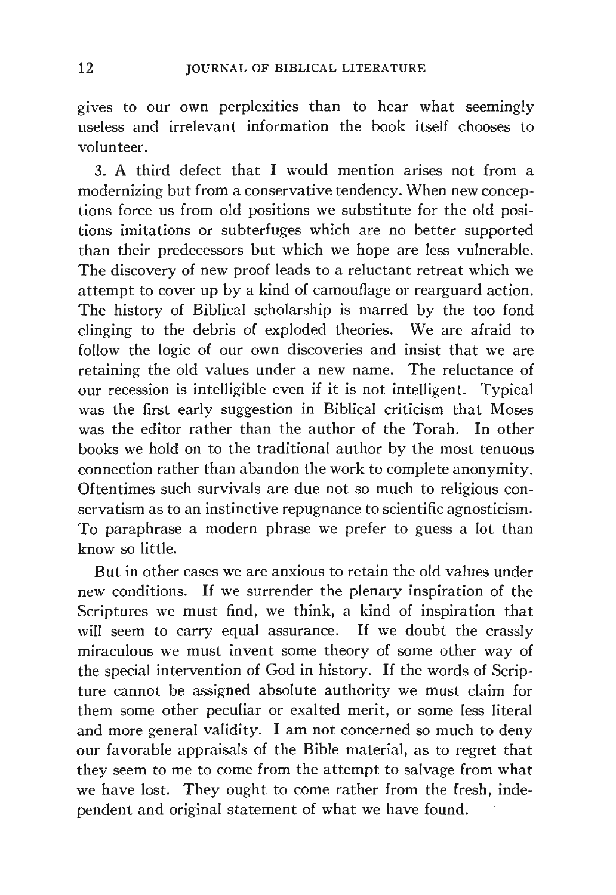gives to our own perplexities than to hear what seemingly useless and irrelevant information the book itself chooses to volunteer.

3. A third defect that I would mention arises not from a modernizing but from a conservative tendency. When new conceptions force us from old positions we substitute for the old positions imitations or subterfuges which are no better supported than their predecessors but which we hope are less vulnerable. The discovery of new proof leads to a reluctant retreat which we attempt to cover up by a kind of camouflage or rearguard action. The history of Biblical scholarship is marred by the too fond clinging to the debris of exploded theories. We are afraid to follow the logic of our own discoveries and insist that we are retaining the old values under a new name. The reluctance of our recession is intelligible even if it is not intelligent. Typical was the first early suggestion in Biblical criticism that Moses was the editor rather than the author of the Torah. In other books we hold on to the traditional author by the most tenuous connection rather than abandon the work to complete anonymity. Oftentimes such survivals are due not so much to religious conservatism as to an instinctive repugnance to scientific agnosticism. To paraphrase a modern phrase we prefer to guess a lot than know so little.

But in other cases we are anxious to retain the old values under new conditions. If we surrender the plenary inspiration of the Scriptures we must find, we think, a kind of inspiration that will seem to carry equal assurance. If we doubt the crassly miraculous we must invent some theory of some other way of the special intervention of God in history. If the words of Scripture cannot be assigned absolute authority we must claim for them some other peculiar or exalted merit, or some less literal and more general validity. I am not concerned so much to deny our favorable appraisals of the Bible material, as to regret that they seem to me to come from the attempt to salvage from what we have lost. They ought to come rather from the fresh, independent and original statement of what we have found.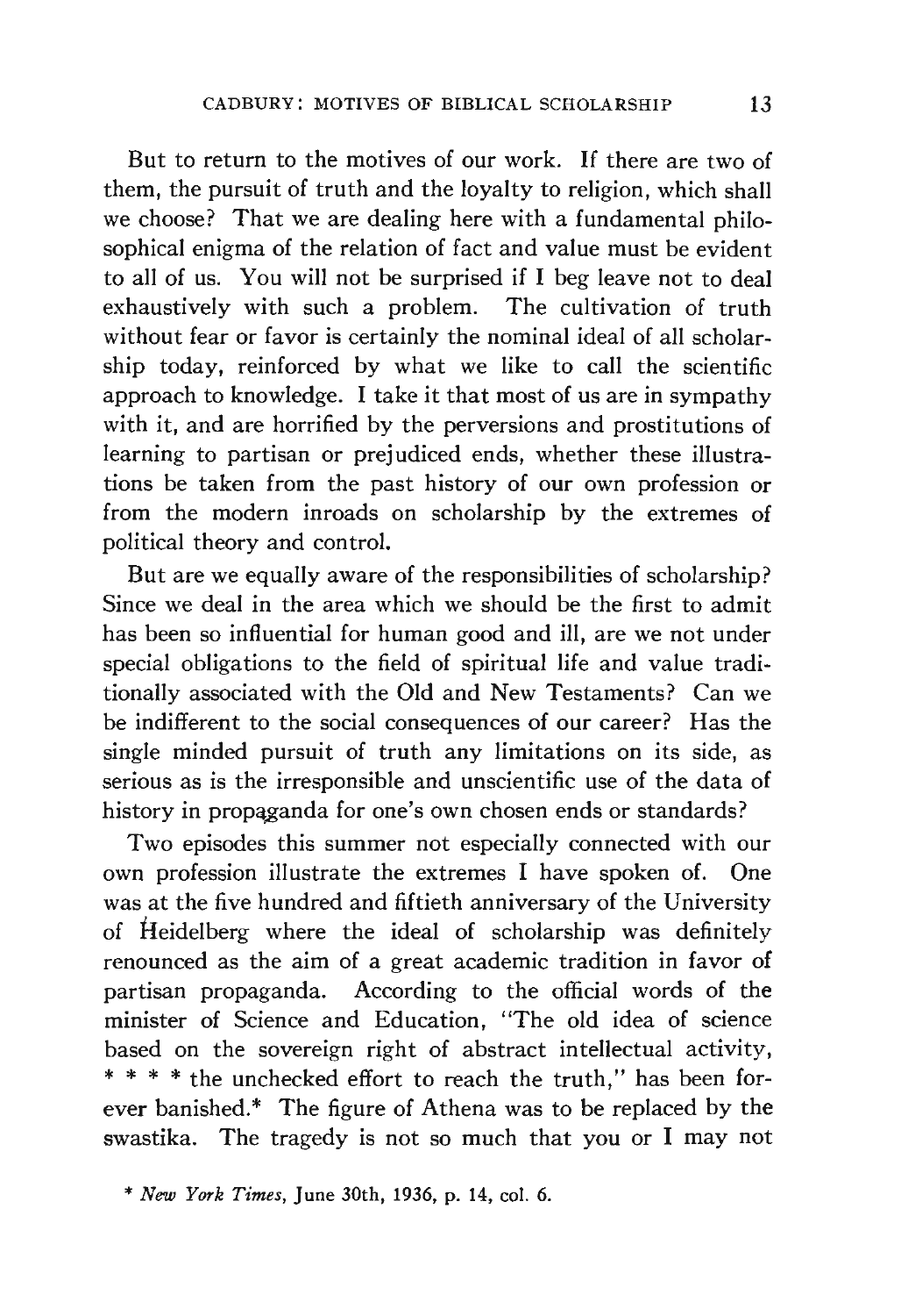But to return to the motives of our work. If there are two of them, the pursuit of truth and the loyalty to religion, which shall we choose? That we are dealing here with a fundamental philosophical enigma of the relation of fact and value must be evident to all of us. You will not be surprised if I beg leave not to deal exhaustively with such a problem. The cultivation of truth without fear or favor is certainly the nominal ideal of all scholarship today, reinforced by what we like to call the scientific approach to knowledge. I take it that most of us are in sympathy with it, and are horrified by the perversions and prostitutions of learning to partisan or prejudiced ends, whether these illustrations be taken from the past history of our own profession or from the modern inroads on scholarship by the extremes of political theory and control.

But are we equally aware of the responsibilities of scholarship? Since we deal in the area which we should be the first to admit has been so influential for human good and ill, are we not under special obligations to the field of spiritual life and value traditionally associated with the Old and New Testaments? Can we be indifferent to the social consequences of our career? Has the single minded pursuit of truth any limitations on its side, as serious as is the irresponsible and unscientific use of the data of history in propaganda for one's own chosen ends or standards?

Two episodes this summer not especially connected with our own profession illustrate the extremes I have spoken of. One was at the five hundred and fiftieth anniversary of the University of Heidelberg where the ideal of scholarship was definitely renounced as the aim of a great academic tradition in favor of partisan propaganda. According to the official words of the minister of Science and Education, "The old idea of science based on the sovereign right of abstract intellectual activity, * * * * the unchecked effort to reach the truth," has been forever banished.* The figure of Athena was to be replaced by the swastika. The tragedy is not so much that you or I may not

\* *New York Times*, June 30th, 1936, p. 14, col. 6.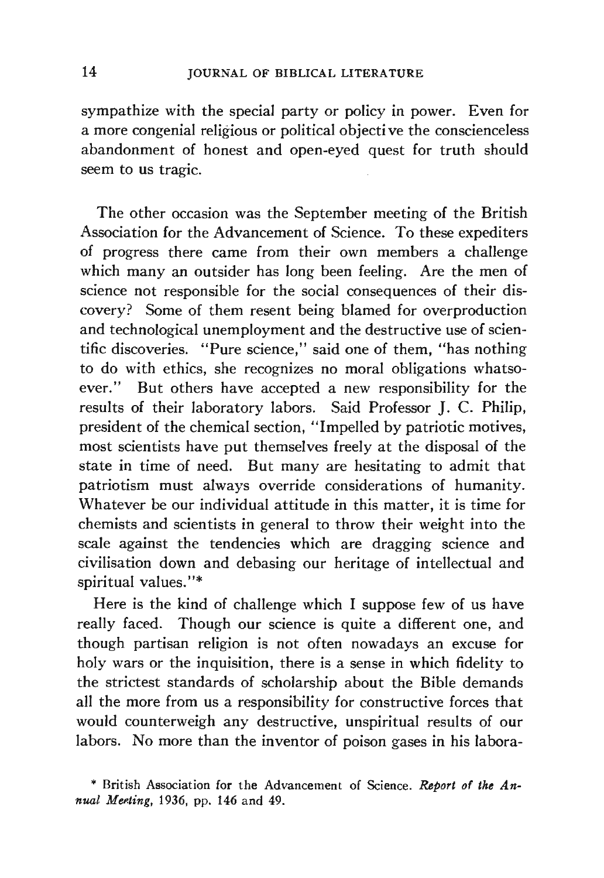sympathize with the special party or policy in power. Even for a more congenial religious or political objective the conscienceless abandonment of honest and open-eyed quest for truth should seem to us tragic.

The other occasion was the September meeting of the British Association for the Advancement of Science. To these expediters of progress there came from their own members a challenge which many an outsider has long been feeling. Are the men of science not responsible for the social consequences of their discovery? Some of them resent being blamed for overproduction and technological unemployment and the destructive use of scientific discoveries. "Pure science," said one of them, "has nothing to do with ethics, she recognizes no moral obligations whatsoever." But others have accepted a new responsibility for the results of their laboratory labors. Said Professor J. C. Philip, president of the chemical section, "Impelled by patriotic motives, most scientists have put themselves freely at the disposal of the state in time of need. But many are hesitating to admit that patriotism must always override considerations of humanity. Whatever be our individual attitude in this matter, it is time for chemists and scientists in general to throw their weight into the scale against the tendencies which are dragging science and civilisation down and debasing our heritage of intellectual and spiritual values."*

Here is the kind of challenge which I suppose few of us have really faced. Though our science is quite a different one, and though partisan religion is not often nowadays an excuse for holy wars or the inquisition, there is a sense in which fidelity to the strictest standards of scholarship about the Bible demands all the more from us a responsibility for constructive forces that would counterweigh any destructive, unspiritual results of our labors. No more than the inventor of poison gases in his labora-

\* British Association for the Advancement of Science. *Report of the Annual Meeting*, 1936, pp. 146 and 49.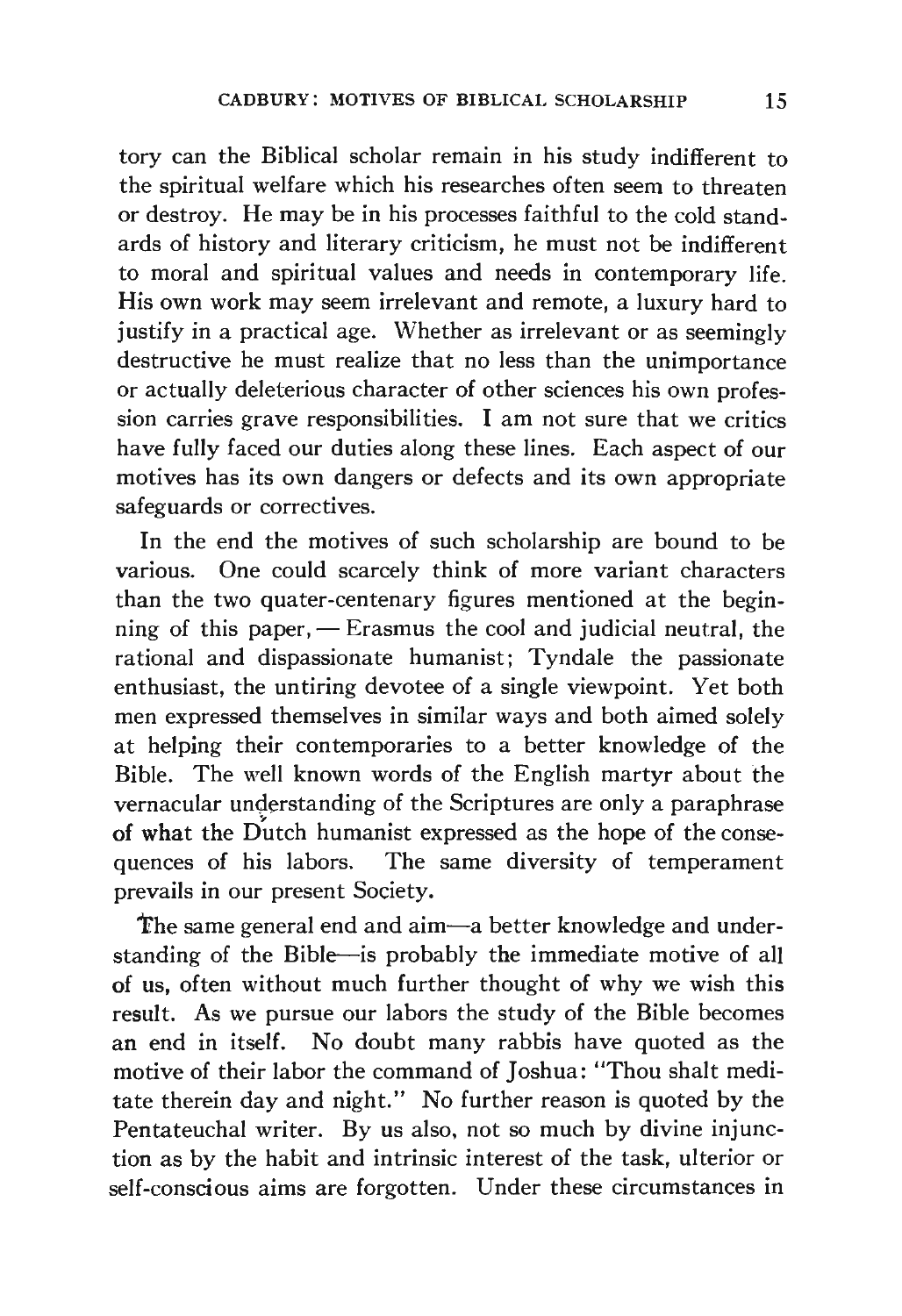tory can the Biblical scholar remain in his study indifferent to the spiritual welfare which his researches often seem to threaten or destroy. He may be in his processes faithful to the cold standards of history and literary criticism, he must not be indifferent to moral and spiritual values and needs in contemporary life. His own work may seem irrelevant and remote, a luxury hard to justify in a practical age. Whether as irrelevant or as seemingly destructive he must realize that no less than the unimportance or actually deleterious character of other sciences his own profession carries grave responsibilities. I am not sure that we critics have fully faced our duties along these lines. Each aspect of our motives has its own dangers or defects and its own appropriate safeguards or correctives.

In the end the motives of such scholarship are bound to be various. One could scarcely think of more variant characters than the two quater-centenary figures mentioned at the beginning of this paper, — Erasmus the cool and judicial neutral, the rational and dispassionate humanist; Tyndale the passionate enthusiast, the untiring devotee of a single viewpoint. Yet both men expressed themselves in similar ways and both aimed solely at helping their contemporaries to a better knowledge of the Bible. The well known words of the English martyr about the vernacular understanding of the Scriptures are only a paraphrase of what the Dutch humanist expressed as the hope of the consequences of his labors. The same diversity of temperament prevails in our present Society.

The same general end and aim—a better knowledge and understanding of the Bible—is probably the immediate motive of all of us, often without much further thought of why we wish this result. As we pursue our labors the study of the Bible becomes an end in itself. No doubt many rabbis have quoted as the motive of their labor the command of Joshua: "Thou shalt meditate therein day and night." No further reason is quoted by the Pentateuchal writer. By us also, not so much by divine injunction as by the habit and intrinsic interest of the task, ulterior or self-conscious aims are forgotten. Under these circumstances in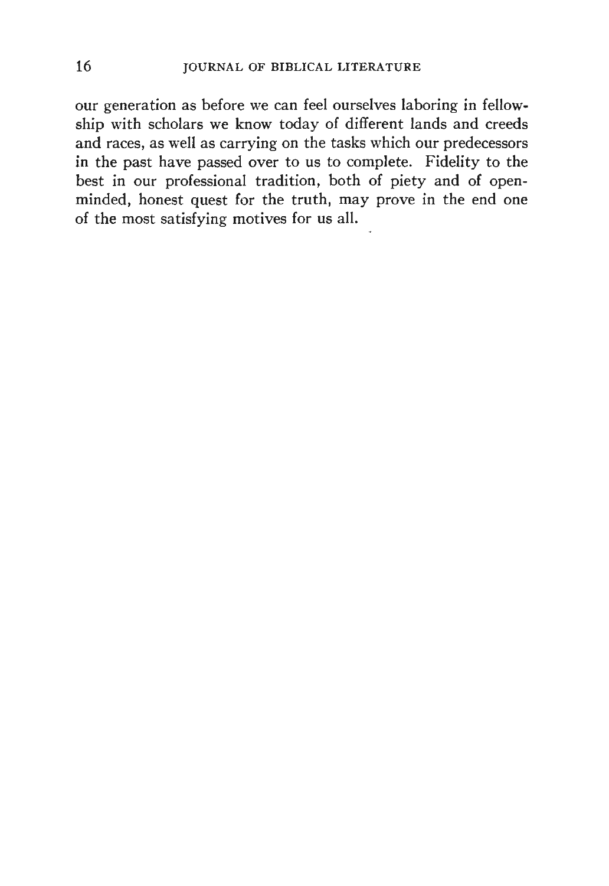our generation as before we can feel ourselves laboring in fellowship with scholars we know today of different lands and creeds and races, as well as carrying on the tasks which our predecessors in the past have passed over to us to complete. Fidelity to the best in our professional tradition, both of piety and of open-minded, honest quest for the truth, may prove in the end one of the most satisfying motives for us all.